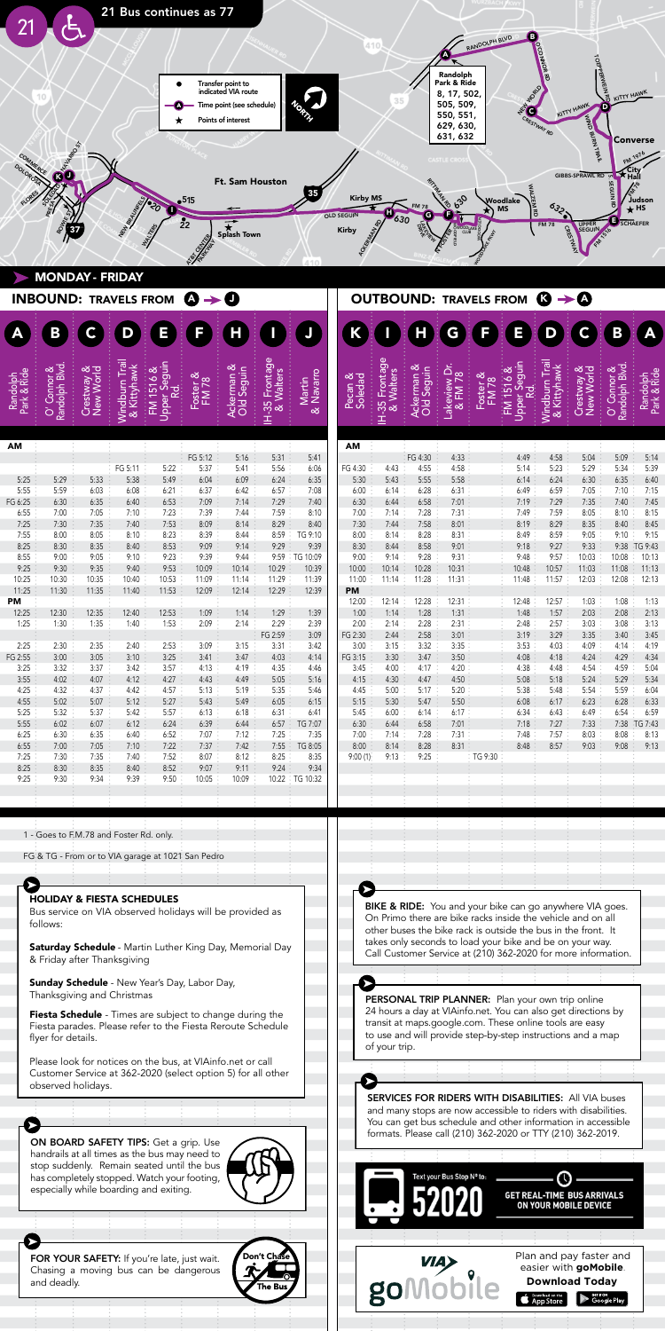# 21 Bus continues as 77

- Transfer point to indicated VIA route
- Time point (see schedule)
- Points of interest

Randolph Park & Ride: 8, 17, 502, 505, 509, 550, 551, 629, 630, 631, 632

## MONDAY - FRIDAY

### INBOUND: TRAVELS FROM A → J

| A Randolph Park & Ride | B O' Connor & Randolph Blvd. | C Crestway & New World | D Windburn Trail & Kittyhawk | E FM 1516 & Upper Seguin Rd. | F Foster & FM 78 | H Ackerman & Old Seguin | I IH-35 Frontage & Walters | J Martin & Navarro |
|---|---|---|---|---|---|---|---|---|
| **AM** | | | | | | | | |
| | | | | | FG 5:12 | 5:16 | 5:31 | 5:41 |
| | | | FG 5:11 | 5:22 | 5:37 | 5:41 | 5:56 | 6:06 |
| 5:25 | 5:29 | 5:33 | 5:38 | 5:49 | 6:04 | 6:09 | 6:24 | 6:35 |
| 5:55 | 5:59 | 6:03 | 6:08 | 6:21 | 6:37 | 6:42 | 6:57 | 7:08 |
| FG 6:25 | 6:30 | 6:35 | 6:40 | 6:53 | 7:09 | 7:14 | 7:29 | 7:40 |
| 6:55 | 7:00 | 7:05 | 7:10 | 7:23 | 7:39 | 7:44 | 7:59 | 8:10 |
| 7:25 | 7:30 | 7:35 | 7:40 | 7:53 | 8:09 | 8:14 | 8:29 | 8:40 |
| 7:55 | 8:00 | 8:05 | 8:10 | 8:23 | 8:39 | 8:44 | 8:59 | TG 9:10 |
| 8:25 | 8:30 | 8:35 | 8:40 | 8:53 | 9:09 | 9:14 | 9:29 | 9:39 |
| 8:55 | 9:00 | 9:05 | 9:10 | 9:23 | 9:39 | 9:44 | 9:59 | TG 10:09 |
| 9:25 | 9:30 | 9:35 | 9:40 | 9:53 | 10:09 | 10:14 | 10:29 | 10:39 |
| 10:25 | 10:30 | 10:35 | 10:40 | 10:53 | 11:09 | 11:14 | 11:29 | 11:39 |
| 11:25 | 11:30 | 11:35 | 11:40 | 11:53 | 12:09 | 12:14 | 12:29 | 12:39 |
| **PM** | | | | | | | | |
| 12:25 | 12:30 | 12:35 | 12:40 | 12:53 | 1:09 | 1:14 | 1:29 | 1:39 |
| 1:25 | 1:30 | 1:35 | 1:40 | 1:53 | 2:09 | 2:14 | 2:29 | 2:39 |
| | | | | | | | FG 2:59 | 3:09 |
| 2:25 | 2:30 | 2:35 | 2:40 | 2:53 | 3:09 | 3:15 | 3:31 | 3:42 |
| FG 2:55 | 3:00 | 3:05 | 3:10 | 3:25 | 3:41 | 3:47 | 4:03 | 4:14 |
| 3:25 | 3:32 | 3:37 | 3:42 | 3:57 | 4:13 | 4:19 | 4:35 | 4:46 |
| 3:55 | 4:02 | 4:07 | 4:12 | 4:27 | 4:43 | 4:49 | 5:05 | 5:16 |
| 4:25 | 4:32 | 4:37 | 4:42 | 4:57 | 5:13 | 5:19 | 5:35 | 5:46 |
| 4:55 | 5:02 | 5:07 | 5:12 | 5:27 | 5:43 | 5:49 | 6:05 | 6:15 |
| 5:25 | 5:32 | 5:37 | 5:42 | 5:57 | 6:13 | 6:18 | 6:31 | 6:41 |
| 5:55 | 6:02 | 6:07 | 6:12 | 6:24 | 6:39 | 6:44 | 6:57 | TG 7:07 |
| 6:25 | 6:30 | 6:35 | 6:40 | 6:52 | 7:07 | 7:12 | 7:25 | 7:35 |
| 6:55 | 7:00 | 7:05 | 7:10 | 7:22 | 7:37 | 7:42 | 7:55 | TG 8:05 |
| 7:25 | 7:30 | 7:35 | 7:40 | 7:52 | 8:07 | 8:12 | 8:25 | 8:35 |
| 8:25 | 8:30 | 8:35 | 8:40 | 8:52 | 9:07 | 9:11 | 9:24 | 9:34 |
| 9:25 | 9:30 | 9:34 | 9:39 | 9:50 | 10:05 | 10:09 | 10:22 | TG 10:32 |

### OUTBOUND: TRAVELS FROM K → A

| K Pecan & Soledad | I IH-35 Frontage & Walters | H Ackerman & Old Seguin | G Lakeview Dr. & FM 78 | F Foster & FM 78 | E FM 1516 & Upper Seguin Rd. | D Windburn Trail & Kittyhawk | C Crestway & New World | B O' Connor & Randolph Blvd. | A Randolph Park & Ride |
|---|---|---|---|---|---|---|---|---|---|
| **AM** | | | | | | | | | |
| | | FG 4:30 | 4:33 | | 4:49 | 4:58 | 5:04 | 5:09 | 5:14 |
| FG 4:30 | 4:43 | 4:55 | 4:58 | | 5:14 | 5:23 | 5:29 | 5:34 | 5:39 |
| 5:30 | 5:43 | 5:55 | 5:58 | | 6:14 | 6:24 | 6:30 | 6:35 | 6:40 |
| 6:00 | 6:14 | 6:28 | 6:31 | | 6:49 | 6:59 | 7:05 | 7:10 | 7:15 |
| 6:30 | 6:44 | 6:58 | 7:01 | | 7:19 | 7:29 | 7:35 | 7:40 | 7:45 |
| 7:00 | 7:14 | 7:28 | 7:31 | | 7:49 | 7:59 | 8:05 | 8:10 | 8:15 |
| 7:30 | 7:44 | 7:58 | 8:01 | | 8:19 | 8:29 | 8:35 | 8:40 | 8:45 |
| 8:00 | 8:14 | 8:28 | 8:31 | | 8:49 | 8:59 | 9:05 | 9:10 | 9:15 |
| 8:30 | 8:44 | 8:58 | 9:01 | | 9:18 | 9:27 | 9:33 | 9:38 | TG 9:43 |
| 9:00 | 9:14 | 9:28 | 9:31 | | 9:48 | 9:57 | 10:03 | 10:08 | 10:13 |
| 10:00 | 10:14 | 10:28 | 10:31 | | 10:48 | 10:57 | 11:03 | 11:08 | 11:13 |
| 11:00 | 11:14 | 11:28 | 11:31 | | 11:48 | 11:57 | 12:03 | 12:08 | 12:13 |
| **PM** | | | | | | | | | |
| 12:00 | 12:14 | 12:28 | 12:31 | | 12:48 | 12:57 | 1:03 | 1:08 | 1:13 |
| 1:00 | 1:14 | 1:28 | 1:31 | | 1:48 | 1:57 | 2:03 | 2:08 | 2:13 |
| 2:00 | 2:14 | 2:28 | 2:31 | | 2:48 | 2:57 | 3:03 | 3:08 | 3:13 |
| FG 2:30 | 2:44 | 2:58 | 3:01 | | 3:19 | 3:29 | 3:35 | 3:40 | 3:45 |
| 3:00 | 3:15 | 3:32 | 3:35 | | 3:53 | 4:03 | 4:09 | 4:14 | 4:19 |
| FG 3:15 | 3:30 | 3:47 | 3:50 | | 4:08 | 4:18 | 4:24 | 4:29 | 4:34 |
| 3:45 | 4:00 | 4:17 | 4:20 | | 4:38 | 4:48 | 4:54 | 4:59 | 5:04 |
| 4:15 | 4:30 | 4:47 | 4:50 | | 5:08 | 5:18 | 5:24 | 5:29 | 5:34 |
| 4:45 | 5:00 | 5:17 | 5:20 | | 5:38 | 5:48 | 5:54 | 5:59 | 6:04 |
| 5:15 | 5:30 | 5:47 | 5:50 | | 6:08 | 6:17 | 6:23 | 6:28 | 6:33 |
| 5:45 | 6:00 | 6:14 | 6:17 | | 6:34 | 6:43 | 6:49 | 6:54 | 6:59 |
| 6:30 | 6:44 | 6:58 | 7:01 | | 7:18 | 7:27 | 7:33 | 7:38 | TG 7:43 |
| 7:00 | 7:14 | 7:28 | 7:31 | | 7:48 | 7:57 | 8:03 | 8:08 | 8:13 |
| 8:00 | 8:14 | 8:28 | 8:31 | | 8:48 | 8:57 | 9:03 | 9:08 | 9:13 |
| 9:00 (1) | 9:13 | 9:25 | | TG 9:30 | | | | | |

1 - Goes to F.M.78 and Foster Rd. only.

FG & TG - From or to VIA garage at 1021 San Pedro

### HOLIDAY & FIESTA SCHEDULES

Bus service on VIA observed holidays will be provided as follows:

**Saturday Schedule** - Martin Luther King Day, Memorial Day & Friday after Thanksgiving

**Sunday Schedule** - New Year's Day, Labor Day, Thanksgiving and Christmas

**Fiesta Schedule** - Times are subject to change during the Fiesta parades. Please refer to the Fiesta Reroute Schedule flyer for details.

Please look for notices on the bus, at VIAinfo.net or call Customer Service at 362-2020 (select option 5) for all other observed holidays.

**ON BOARD SAFETY TIPS:** Get a grip. Use handrails at all times as the bus may need to stop suddenly. Remain seated until the bus has completely stopped. Watch your footing, especially while boarding and exiting.

**FOR YOUR SAFETY:** If you're late, just wait. Chasing a moving bus can be dangerous and deadly.

Don't Chase The Bus

**BIKE & RIDE:** You and your bike can go anywhere VIA goes. On Primo there are bike racks inside the vehicle and on all other buses the bike rack is outside the bus in the front. It takes only seconds to load your bike and be on your way. Call Customer Service at (210) 362-2020 for more information.

**PERSONAL TRIP PLANNER:** Plan your own trip online 24 hours a day at VIAinfo.net. You can also get directions by transit at maps.google.com. These online tools are easy to use and will provide step-by-step instructions and a map of your trip.

**SERVICES FOR RIDERS WITH DISABILITIES:** All VIA buses and many stops are now accessible to riders with disabilities. You can get bus schedule and other information in accessible formats. Please call (210) 362-2020 or TTY (210) 362-2019.

Text your Bus Stop N° to: 52020 — GET REAL-TIME BUS ARRIVALS ON YOUR MOBILE DEVICE

goMobile — Plan and pay faster and easier with **goMobile**. **Download Today**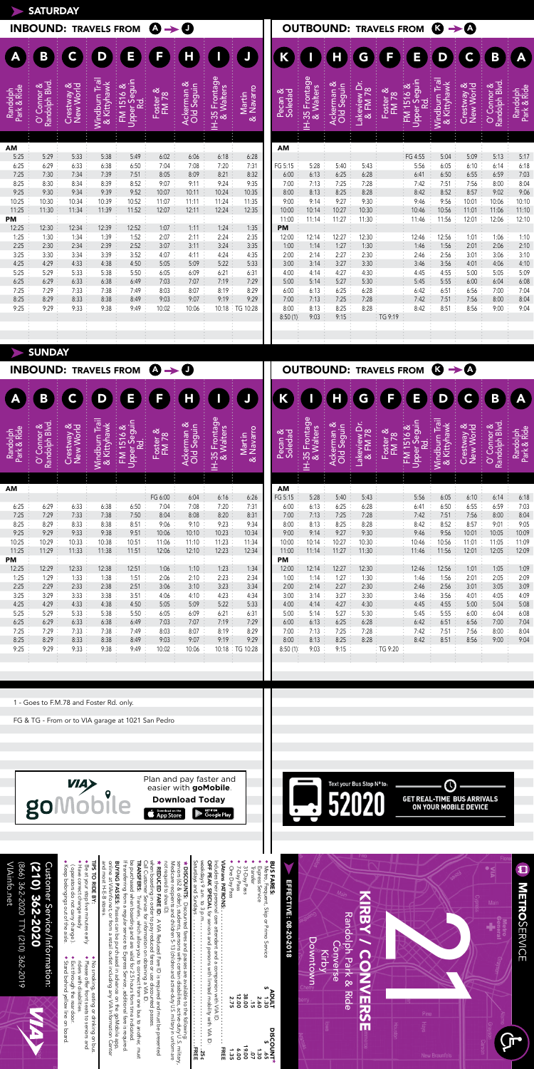## SATURDAY

### INBOUND: TRAVELS FROM A → J

| A Randolph Park & Ride | B O' Connor & Randolph Blvd | C Crestway & New World | D Windsurn Trail & Kittyhawk | E FM 1516 & Upper Seguin Rd. | F Foster & FM 78 | H Ackerman & Old Seguin | I IH-35 Frontage & Walters | J Martin & Navarro |
|---|---|---|---|---|---|---|---|---|
| **AM** | | | | | | | | |
| 5:25 | 5:29 | 5:33 | 5:38 | 5:49 | 6:02 | 6:06 | 6:18 | 6:28 |
| 6:25 | 6:29 | 6:33 | 6:38 | 6:50 | 7:04 | 7:08 | 7:20 | 7:31 |
| 7:25 | 7:30 | 7:34 | 7:39 | 7:51 | 8:05 | 8:09 | 8:21 | 8:32 |
| 8:25 | 8:30 | 8:34 | 8:39 | 8:52 | 9:07 | 9:11 | 9:24 | 9:35 |
| 9:25 | 9:30 | 9:34 | 9:39 | 9:52 | 10:07 | 10:11 | 10:24 | 10:35 |
| 10:25 | 10:30 | 10:34 | 10:39 | 10:52 | 11:07 | 11:11 | 11:24 | 11:35 |
| 11:25 | 11:30 | 11:34 | 11:39 | 11:52 | 12:07 | 12:11 | 12:24 | 12:35 |
| **PM** | | | | | | | | |
| 12:25 | 12:30 | 12:34 | 12:39 | 12:52 | 1:07 | 1:11 | 1:24 | 1:35 |
| 1:25 | 1:30 | 1:34 | 1:39 | 1:52 | 2:07 | 2:11 | 2:24 | 2:35 |
| 2:25 | 2:30 | 2:34 | 2:39 | 2:52 | 3:07 | 3:11 | 3:24 | 3:35 |
| 3:25 | 3:30 | 3:34 | 3:39 | 3:52 | 4:07 | 4:11 | 4:24 | 4:35 |
| 4:25 | 4:29 | 4:33 | 4:38 | 4:50 | 5:05 | 5:09 | 5:22 | 5:33 |
| 5:25 | 5:29 | 5:33 | 5:38 | 5:50 | 6:05 | 6:09 | 6:21 | 6:31 |
| 6:25 | 6:29 | 6:33 | 6:38 | 6:49 | 7:03 | 7:07 | 7:19 | 7:29 |
| 7:25 | 7:29 | 7:33 | 7:38 | 7:49 | 8:03 | 8:07 | 8:19 | 8:29 |
| 8:25 | 8:29 | 8:33 | 8:38 | 8:49 | 9:03 | 9:07 | 9:19 | 9:29 |
| 9:25 | 9:29 | 9:33 | 9:38 | 9:49 | 10:02 | 10:06 | 10:18 | TG 10:28 |

### OUTBOUND: TRAVELS FROM K → A

| K Pecan & Soledad | I IH-35 Frontage & Walters | H Ackerman & Old Seguin | G Lakeview Dr. & FM 78 | F Foster & FM 78 | E FM 1516 & Upper Seguin Rd. | D Windsurn Trail & Kittyhawk | C Crestway & New World | B O' Connor & Randolph Blvd. | A Randolph Park & Ride |
|---|---|---|---|---|---|---|---|---|---|
| **AM** | | | | | | | | | |
| | | | | | FG 4:55 | 5:04 | 5:09 | 5:13 | 5:17 |
| FG 5:15 | 5:28 | 5:40 | 5:43 | | 5:56 | 6:05 | 6:10 | 6:14 | 6:18 |
| 6:00 | 6:13 | 6:25 | 6:28 | | 6:41 | 6:50 | 6:55 | 6:59 | 7:03 |
| 7:00 | 7:13 | 7:25 | 7:28 | | 7:42 | 7:51 | 7:56 | 8:00 | 8:04 |
| 8:00 | 8:13 | 8:25 | 8:28 | | 8:42 | 8:52 | 8:57 | 9:02 | 9:06 |
| 9:00 | 9:14 | 9:27 | 9:30 | | 9:46 | 9:56 | 10:01 | 10:06 | 10:10 |
| 10:00 | 10:14 | 10:27 | 10:30 | | 10:46 | 10:56 | 11:01 | 11:06 | 11:10 |
| 11:00 | 11:14 | 11:27 | 11:30 | | 11:46 | 11:56 | 12:01 | 12:06 | 12:10 |
| **PM** | | | | | | | | | |
| 12:00 | 12:14 | 12:27 | 12:30 | | 12:46 | 12:56 | 1:01 | 1:06 | 1:10 |
| 1:00 | 1:14 | 1:27 | 1:30 | | 1:46 | 1:56 | 2:01 | 2:06 | 2:10 |
| 2:00 | 2:14 | 2:27 | 2:30 | | 2:46 | 2:56 | 3:01 | 3:06 | 3:10 |
| 3:00 | 3:14 | 3:27 | 3:30 | | 3:46 | 3:56 | 4:01 | 4:06 | 4:10 |
| 4:00 | 4:14 | 4:27 | 4:30 | | 4:45 | 4:55 | 5:00 | 5:05 | 5:09 |
| 5:00 | 5:14 | 5:27 | 5:30 | | 5:45 | 5:55 | 6:00 | 6:04 | 6:08 |
| 6:00 | 6:13 | 6:25 | 6:28 | | 6:42 | 6:51 | 6:56 | 7:00 | 7:04 |
| 7:00 | 7:13 | 7:25 | 7:28 | | 7:42 | 7:51 | 7:56 | 8:00 | 8:04 |
| 8:00 | 8:13 | 8:25 | 8:28 | | 8:42 | 8:51 | 8:56 | 9:00 | 9:04 |
| 8:50 (1) | 9:03 | 9:15 | | TG 9:19 | | | | | |

## SUNDAY

### INBOUND: TRAVELS FROM A → J

| A Randolph Park & Ride | B O' Connor & Randolph Blvd. | C Crestway & New World | D Windsurn Trail & Kittyhawk | E FM 1516 & Upper Seguin Rd. | F Foster & FM 78 | H Ackerman & Old Seguin | I IH-35 Frontage & Walters | J Martin & Navarro |
|---|---|---|---|---|---|---|---|---|
| **AM** | | | | | | | | |
| | | | | | FG 6:00 | 6:04 | 6:16 | 6:26 |
| 6:25 | 6:29 | 6:33 | 6:38 | 6:50 | 7:04 | 7:08 | 7:20 | 7:31 |
| 7:25 | 7:29 | 7:33 | 7:38 | 7:50 | 8:04 | 8:08 | 8:20 | 8:31 |
| 8:25 | 8:29 | 8:33 | 8:38 | 8:51 | 9:06 | 9:10 | 9:23 | 9:34 |
| 9:25 | 9:29 | 9:33 | 9:38 | 9:51 | 10:06 | 10:10 | 10:23 | 10:34 |
| 10:25 | 10:29 | 10:33 | 10:38 | 10:51 | 11:06 | 11:10 | 11:23 | 11:34 |
| 11:25 | 11:29 | 11:33 | 11:38 | 11:51 | 12:06 | 12:10 | 12:23 | 12:34 |
| **PM** | | | | | | | | |
| 12:25 | 12:29 | 12:33 | 12:38 | 12:51 | 1:06 | 1:10 | 1:23 | 1:34 |
| 1:25 | 1:29 | 1:33 | 1:38 | 1:51 | 2:06 | 2:10 | 2:23 | 2:34 |
| 2:25 | 2:29 | 2:33 | 2:38 | 2:51 | 3:06 | 3:10 | 3:23 | 3:34 |
| 3:25 | 3:29 | 3:33 | 3:38 | 3:51 | 4:06 | 4:10 | 4:23 | 4:34 |
| 4:25 | 4:29 | 4:33 | 4:38 | 4:50 | 5:05 | 5:09 | 5:22 | 5:33 |
| 5:25 | 5:29 | 5:33 | 5:38 | 5:50 | 6:05 | 6:09 | 6:21 | 6:31 |
| 6:25 | 6:29 | 6:33 | 6:38 | 6:49 | 7:03 | 7:07 | 7:19 | 7:29 |
| 7:25 | 7:29 | 7:33 | 7:38 | 7:49 | 8:03 | 8:07 | 8:19 | 8:29 |
| 8:25 | 8:29 | 8:33 | 8:38 | 8:49 | 9:03 | 9:07 | 9:19 | 9:29 |
| 9:25 | 9:29 | 9:33 | 9:38 | 9:49 | 10:02 | 10:06 | 10:18 | TG 10:28 |

### OUTBOUND: TRAVELS FROM K → A

| K Pecan & Soledad | I IH-35 Frontage & Walters | H Ackerman & Old Seguin | G Lakeview Dr. & FM 78 | F Foster & FM 78 | E FM 1516 & Upper Seguin Rd. | D Windsurn Trail & Kittyhawk | C Crestway & New World | B O' Connor & Randolph Blvd. | A Randolph Park & Ride |
|---|---|---|---|---|---|---|---|---|---|
| **AM** | | | | | | | | | |
| FG 5:15 | 5:28 | 5:40 | 5:43 | | 5:56 | 6:05 | 6:10 | 6:14 | 6:18 |
| 6:00 | 6:13 | 6:25 | 6:28 | | 6:41 | 6:50 | 6:55 | 6:59 | 7:03 |
| 7:00 | 7:13 | 7:25 | 7:28 | | 7:42 | 7:51 | 7:56 | 8:00 | 8:04 |
| 8:00 | 8:13 | 8:25 | 8:28 | | 8:42 | 8:52 | 8:57 | 9:01 | 9:05 |
| 9:00 | 9:14 | 9:27 | 9:30 | | 9:46 | 9:56 | 10:01 | 10:05 | 10:09 |
| 10:00 | 10:14 | 10:27 | 10:30 | | 10:46 | 10:56 | 11:01 | 11:05 | 11:09 |
| 11:00 | 11:14 | 11:27 | 11:30 | | 11:46 | 11:56 | 12:01 | 12:05 | 12:09 |
| **PM** | | | | | | | | | |
| 12:00 | 12:14 | 12:27 | 12:30 | | 12:46 | 12:56 | 1:01 | 1:05 | 1:09 |
| 1:00 | 1:14 | 1:27 | 1:30 | | 1:46 | 1:56 | 2:01 | 2:05 | 2:09 |
| 2:00 | 2:14 | 2:27 | 2:30 | | 2:46 | 2:56 | 3:01 | 3:05 | 3:09 |
| 3:00 | 3:14 | 3:27 | 3:30 | | 3:46 | 3:56 | 4:01 | 4:05 | 4:09 |
| 4:00 | 4:14 | 4:27 | 4:30 | | 4:45 | 4:55 | 5:00 | 5:04 | 5:08 |
| 5:00 | 5:14 | 5:27 | 5:30 | | 5:45 | 5:55 | 6:00 | 6:04 | 6:08 |
| 6:00 | 6:13 | 6:25 | 6:28 | | 6:42 | 6:51 | 6:56 | 7:00 | 7:04 |
| 7:00 | 7:13 | 7:25 | 7:28 | | 7:42 | 7:51 | 7:56 | 8:00 | 8:04 |
| 8:00 | 8:13 | 8:25 | 8:28 | | 8:42 | 8:51 | 8:56 | 9:00 | 9:04 |
| 8:50 (1) | 9:03 | 9:15 | | TG 9:20 | | | | | |

1 - Goes to F.M.78 and Foster Rd. only.

FG & TG - From or to VIA garage at 1021 San Pedro

VIA goMobile — Plan and pay faster and easier with **goMobile**. **Download Today** — Download on the App Store / Get it on Google Play

Text your Bus Stop N° to: **52020** — GET REAL-TIME BUS ARRIVALS ON YOUR MOBILE DEVICE

## 21 KIRBY / CONVERSE

Randolph Park & Ride
Converse
Kirby
Downtown

METRO SERVICE

**EFFECTIVE: 08-20-2018**

**BUS FARES:**

| | ADULT | DISCOUNT* |
|---|---|---|
| Metro, Frequent, Skip or Primo Service | $ 1.30 | $ .65 |
| Express Service | 2.60 | 1.30 |
| Transfer | .15 | .07 |
| 31-Day Pass | 38.00 | 19.00 |
| 7-Day Pass | 12.00 | 6.00 |
| One Day Pass | 2.75 | 1.35 |

**VIAtrans PATRONS:** .......... FREE
Includes their personal care attendant and a companion with VIA ID.

**OFF-PEAK SPECIAL** for seniors and persons with limited mobility with VIA ID weekdays 9 a.m. to 3 p.m. .......... 25¢
Saturdays and Sundays .......... FREE

★ **DISCOUNTS:** Discounted fares and passes are available to the following: seniors (62 & older), students, persons with disabilities, active-duty U.S. military, Medicare recipients and children 5-13 (children and active-duty U.S. military in uniform are not required to show ID).

★ **REDUCED FARE ID:** A VIA Reduced Fare ID is required and must be presented when boarding in order to pay reduced fares or use discounted passes. Call Customer Service for information on obtaining a VIA ID.

**TRANSFERS:** Transfers, which allow you to change from one bus to another, must be purchased when boarding and are valid for 2.5 hours from time indicated. If transferring from a regular service to Express Service, additional fare is required.

**BUYING PASSES:** Passes can be purchased in advance on the goMobile app, online at VIAinfo.net, or from a retail outlet including any VIA Information Center and most H-E-B stores.

**TIPS TO RIDE BY:**

- Be at your stop five minutes early
- Have correct change ready (operators do not carry change)
- Keep belongings out of the aisle
- No smoking, eating or drinking on bus
- Please offer front seats to seniors and riders with disabilities
- Exit through the rear door
- Stand behind yellow line on board

Customer Service/Information:
**(210) 362-2020**
(866) 362-2020 TTY (210) 362-2019
VIAinfo.net